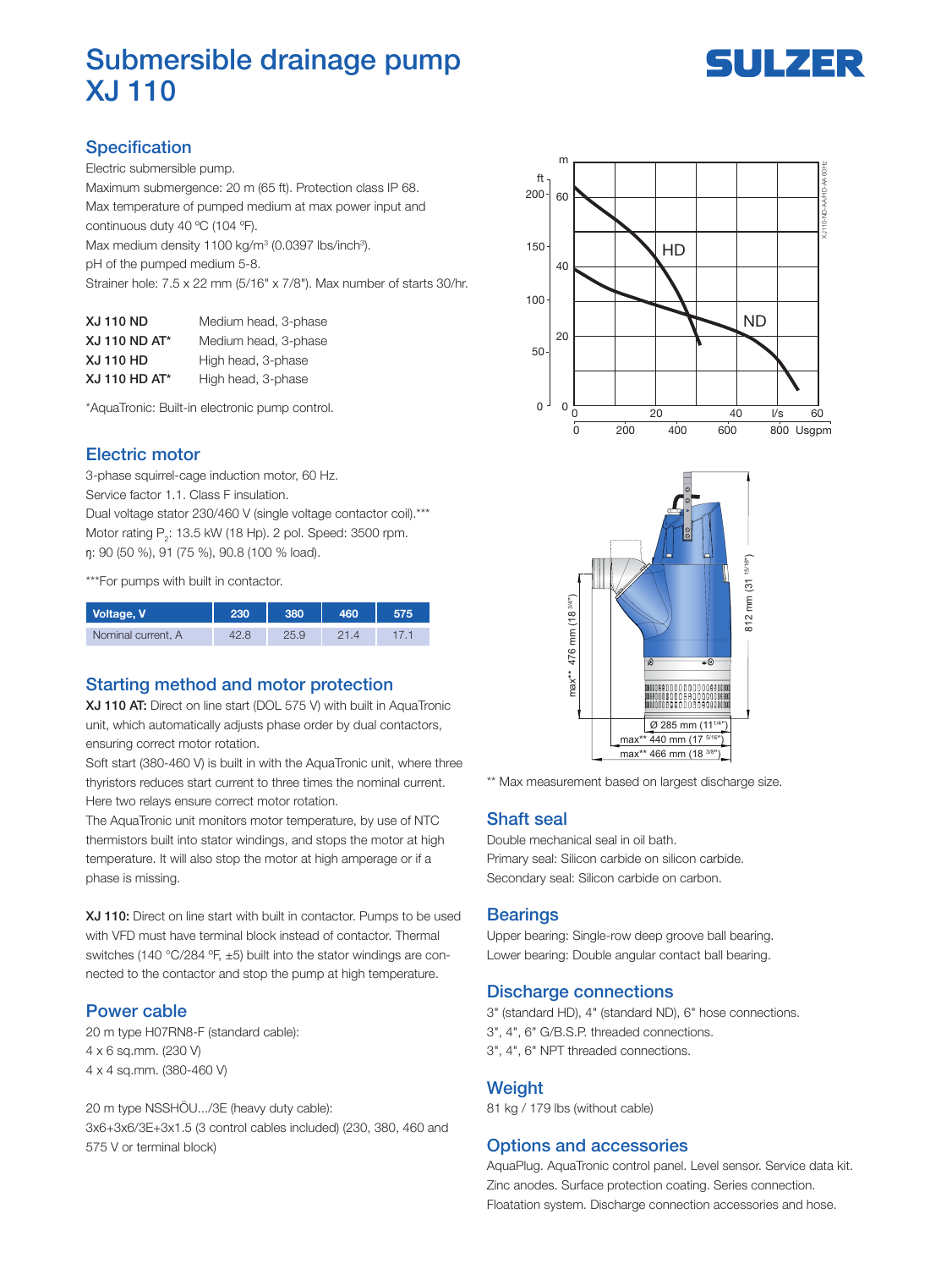# Submersible drainage pump XJ 110

## Specification

Electric submersible pump.
Maximum submergence: 20 m (65 ft). Protection class IP 68.
Max temperature of pumped medium at max power input and continuous duty 40 ºC (104 ºF).
Max medium density 1100 kg/m³ (0.0397 lbs/inch³).
pH of the pumped medium 5-8.
Strainer hole: 7.5 x 22 mm (5/16" x 7/8"). Max number of starts 30/hr.

| | |
|---|---|
| **XJ 110 ND** | Medium head, 3-phase |
| **XJ 110 ND AT*** | Medium head, 3-phase |
| **XJ 110 HD** | High head, 3-phase |
| **XJ 110 HD AT*** | High head, 3-phase |

*AquaTronic: Built-in electronic pump control.

## Electric motor

3-phase squirrel-cage induction motor, 60 Hz.
Service factor 1.1. Class F insulation.
Dual voltage stator 230/460 V (single voltage contactor coil).***
Motor rating $P_2$: 13.5 kW (18 Hp). 2 pol. Speed: 3500 rpm.
η: 90 (50 %), 91 (75 %), 90.8 (100 % load).

***For pumps with built in contactor.

| Voltage, V | 230 | 380 | 460 | 575 |
|---|---|---|---|---|
| Nominal current, A | 42.8 | 25.9 | 21.4 | 17.1 |

## Starting method and motor protection

**XJ 110 AT:** Direct on line start (DOL 575 V) with built in AquaTronic unit, which automatically adjusts phase order by dual contactors, ensuring correct motor rotation.
Soft start (380-460 V) is built in with the AquaTronic unit, where three thyristors reduces start current to three times the nominal current. Here two relays ensure correct motor rotation.
The AquaTronic unit monitors motor temperature, by use of NTC thermistors built into stator windings, and stops the motor at high temperature. It will also stop the motor at high amperage or if a phase is missing.

**XJ 110:** Direct on line start with built in contactor. Pumps to be used with VFD must have terminal block instead of contactor. Thermal switches (140 °C/284 ºF, ±5) built into the stator windings are connected to the contactor and stop the pump at high temperature.

## Power cable

20 m type H07RN8-F (standard cable):
4 x 6 sq.mm. (230 V)
4 x 4 sq.mm. (380-460 V)

20 m type NSSHÖU.../3E (heavy duty cable):
3x6+3x6/3E+3x1.5 (3 control cables included) (230, 380, 460 and 575 V or terminal block)

** Max measurement based on largest discharge size.

## Shaft seal

Double mechanical seal in oil bath.
Primary seal: Silicon carbide on silicon carbide.
Secondary seal: Silicon carbide on carbon.

## Bearings

Upper bearing: Single-row deep groove ball bearing.
Lower bearing: Double angular contact ball bearing.

## Discharge connections

3" (standard HD), 4" (standard ND), 6" hose connections.
3", 4", 6" G/B.S.P. threaded connections.
3", 4", 6" NPT threaded connections.

## Weight

81 kg / 179 lbs (without cable)

## Options and accessories

AquaPlug. AquaTronic control panel. Level sensor. Service data kit. Zinc anodes. Surface protection coating. Series connection. Floatation system. Discharge connection accessories and hose.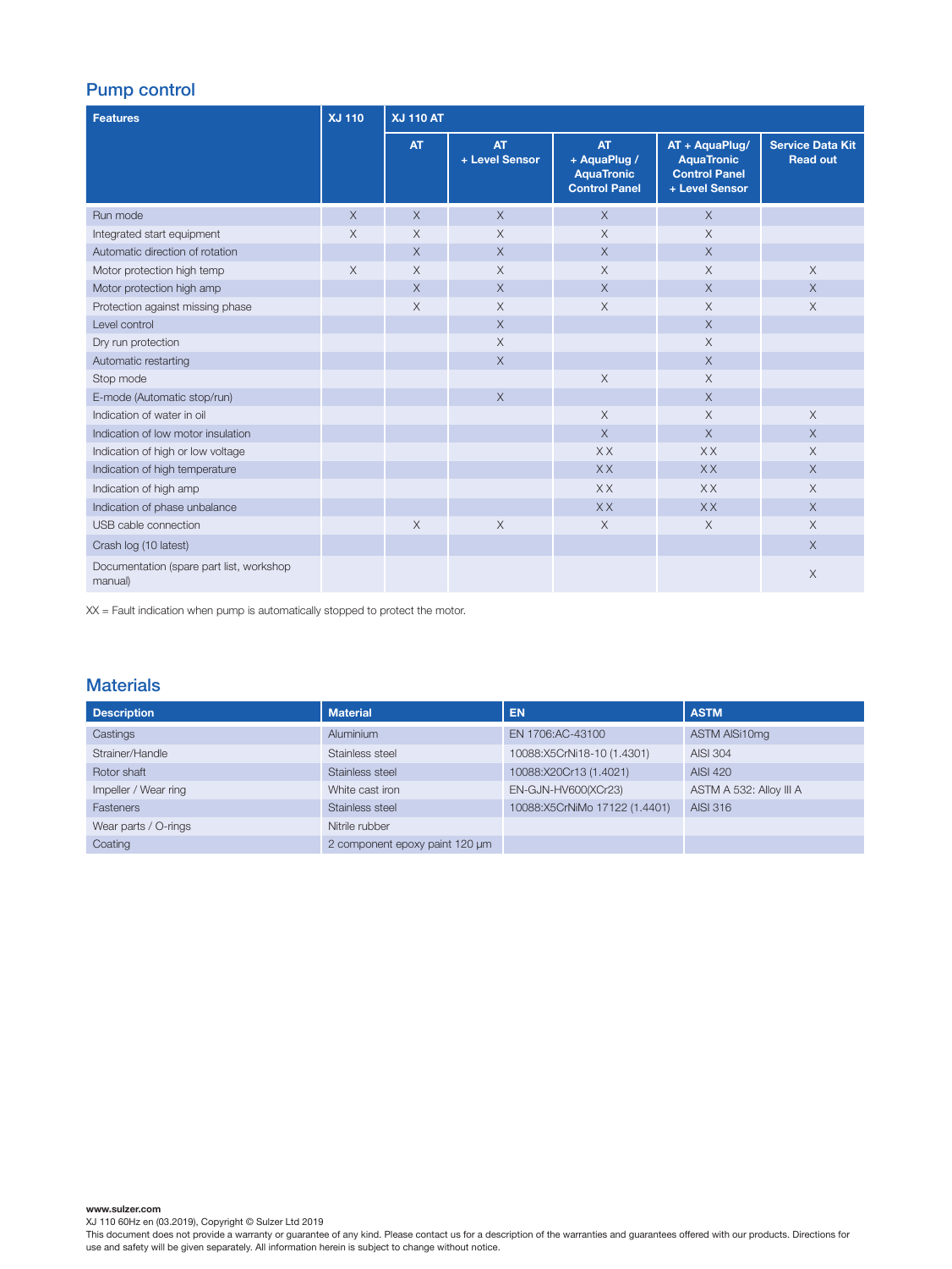## Pump control

| Features | XJ 110 | XJ 110 AT | | | | |
|---|---|---|---|---|---|---|
| | | AT | AT + Level Sensor | AT + AquaPlug / AquaTronic Control Panel | AT + AquaPlug/ AquaTronic Control Panel + Level Sensor | Service Data Kit Read out |
| Run mode | X | X | X | X | X | |
| Integrated start equipment | X | X | X | X | X | |
| Automatic direction of rotation | | X | X | X | X | |
| Motor protection high temp | X | X | X | X | X | X |
| Motor protection high amp | | X | X | X | X | X |
| Protection against missing phase | | X | X | X | X | X |
| Level control | | | X | | X | |
| Dry run protection | | | X | | X | |
| Automatic restarting | | | X | | X | |
| Stop mode | | | | X | X | |
| E-mode (Automatic stop/run) | | | X | | X | |
| Indication of water in oil | | | | X | X | X |
| Indication of low motor insulation | | | | X | X | X |
| Indication of high or low voltage | | | | XX | XX | X |
| Indication of high temperature | | | | XX | XX | X |
| Indication of high amp | | | | XX | XX | X |
| Indication of phase unbalance | | | | XX | XX | X |
| USB cable connection | | X | X | X | X | X |
| Crash log (10 latest) | | | | | | X |
| Documentation (spare part list, workshop manual) | | | | | | X |

XX = Fault indication when pump is automatically stopped to protect the motor.

## Materials

| Description | Material | EN | ASTM |
|---|---|---|---|
| Castings | Aluminium | EN 1706:AC-43100 | ASTM AlSi10mg |
| Strainer/Handle | Stainless steel | 10088:X5CrNi18-10 (1.4301) | AISI 304 |
| Rotor shaft | Stainless steel | 10088:X20Cr13 (1.4021) | AISI 420 |
| Impeller / Wear ring | White cast iron | EN-GJN-HV600(XCr23) | ASTM A 532: Alloy III A |
| Fasteners | Stainless steel | 10088:X5CrNiMo 17122 (1.4401) | AISI 316 |
| Wear parts / O-rings | Nitrile rubber | | |
| Coating | 2 component epoxy paint 120 µm | | |

**www.sulzer.com**
XJ 110 60Hz en (03.2019), Copyright © Sulzer Ltd 2019
This document does not provide a warranty or guarantee of any kind. Please contact us for a description of the warranties and guarantees offered with our products. Directions for use and safety will be given separately. All information herein is subject to change without notice.